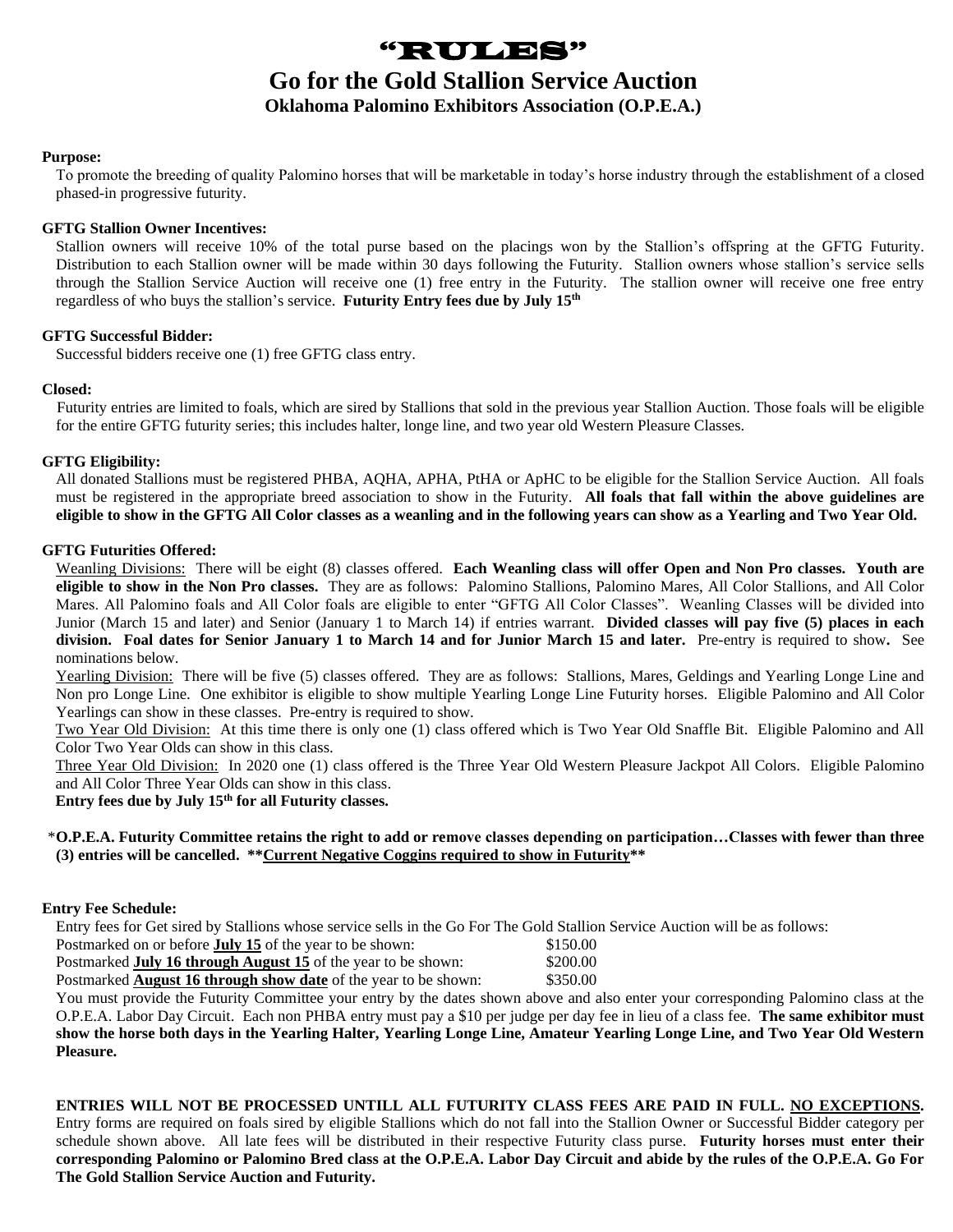# "RULES"

## Go for the Gold Stallion Service Auction

### Oklahoma Palomino Exhibitors Association (O.P.E.A.)

**Purpose:**

To promote the breeding of quality Palomino horses that will be marketable in today's horse industry through the establishment of a closed phased-in progressive futurity.

**GFTG Stallion Owner Incentives:**

Stallion owners will receive 10% of the total purse based on the placings won by the Stallion's offspring at the GFTG Futurity. Distribution to each Stallion owner will be made within 30 days following the Futurity. Stallion owners whose stallion's service sells through the Stallion Service Auction will receive one (1) free entry in the Futurity. The stallion owner will receive one free entry regardless of who buys the stallion's service. **Futurity Entry fees due by July 15th**

**GFTG Successful Bidder:**

Successful bidders receive one (1) free GFTG class entry.

**Closed:**

Futurity entries are limited to foals, which are sired by Stallions that sold in the previous year Stallion Auction. Those foals will be eligible for the entire GFTG futurity series; this includes halter, longe line, and two year old Western Pleasure Classes.

**GFTG Eligibility:**

All donated Stallions must be registered PHBA, AQHA, APHA, PtHA or ApHC to be eligible for the Stallion Service Auction. All foals must be registered in the appropriate breed association to show in the Futurity. **All foals that fall within the above guidelines are eligible to show in the GFTG All Color classes as a weanling and in the following years can show as a Yearling and Two Year Old.**

**GFTG Futurities Offered:**

Weanling Divisions: There will be eight (8) classes offered. **Each Weanling class will offer Open and Non Pro classes. Youth are eligible to show in the Non Pro classes.** They are as follows: Palomino Stallions, Palomino Mares, All Color Stallions, and All Color Mares. All Palomino foals and All Color foals are eligible to enter "GFTG All Color Classes". Weanling Classes will be divided into Junior (March 15 and later) and Senior (January 1 to March 14) if entries warrant. **Divided classes will pay five (5) places in each division. Foal dates for Senior January 1 to March 14 and for Junior March 15 and later.** Pre-entry is required to show**.** See nominations below.

Yearling Division: There will be five (5) classes offered. They are as follows: Stallions, Mares, Geldings and Yearling Longe Line and Non pro Longe Line. One exhibitor is eligible to show multiple Yearling Longe Line Futurity horses. Eligible Palomino and All Color Yearlings can show in these classes. Pre-entry is required to show.

Two Year Old Division: At this time there is only one (1) class offered which is Two Year Old Snaffle Bit. Eligible Palomino and All Color Two Year Olds can show in this class.

Three Year Old Division: In 2020 one (1) class offered is the Three Year Old Western Pleasure Jackpot All Colors. Eligible Palomino and All Color Three Year Olds can show in this class.

**Entry fees due by July 15th for all Futurity classes.**

\***O.P.E.A. Futurity Committee retains the right to add or remove classes depending on participation…Classes with fewer than three (3) entries will be cancelled. \*\*Current Negative Coggins required to show in Futurity\*\***

**Entry Fee Schedule:**

Entry fees for Get sired by Stallions whose service sells in the Go For The Gold Stallion Service Auction will be as follows:

| | |
|---|---|
| Postmarked on or before **July 15** of the year to be shown: | $150.00 |
| Postmarked **July 16 through August 15** of the year to be shown: | $200.00 |
| Postmarked **August 16 through show date** of the year to be shown: | $350.00 |

You must provide the Futurity Committee your entry by the dates shown above and also enter your corresponding Palomino class at the O.P.E.A. Labor Day Circuit. Each non PHBA entry must pay a $10 per judge per day fee in lieu of a class fee. **The same exhibitor must show the horse both days in the Yearling Halter, Yearling Longe Line, Amateur Yearling Longe Line, and Two Year Old Western Pleasure.**

**ENTRIES WILL NOT BE PROCESSED UNTILL ALL FUTURITY CLASS FEES ARE PAID IN FULL. NO EXCEPTIONS.** Entry forms are required on foals sired by eligible Stallions which do not fall into the Stallion Owner or Successful Bidder category per schedule shown above. All late fees will be distributed in their respective Futurity class purse. **Futurity horses must enter their corresponding Palomino or Palomino Bred class at the O.P.E.A. Labor Day Circuit and abide by the rules of the O.P.E.A. Go For The Gold Stallion Service Auction and Futurity.**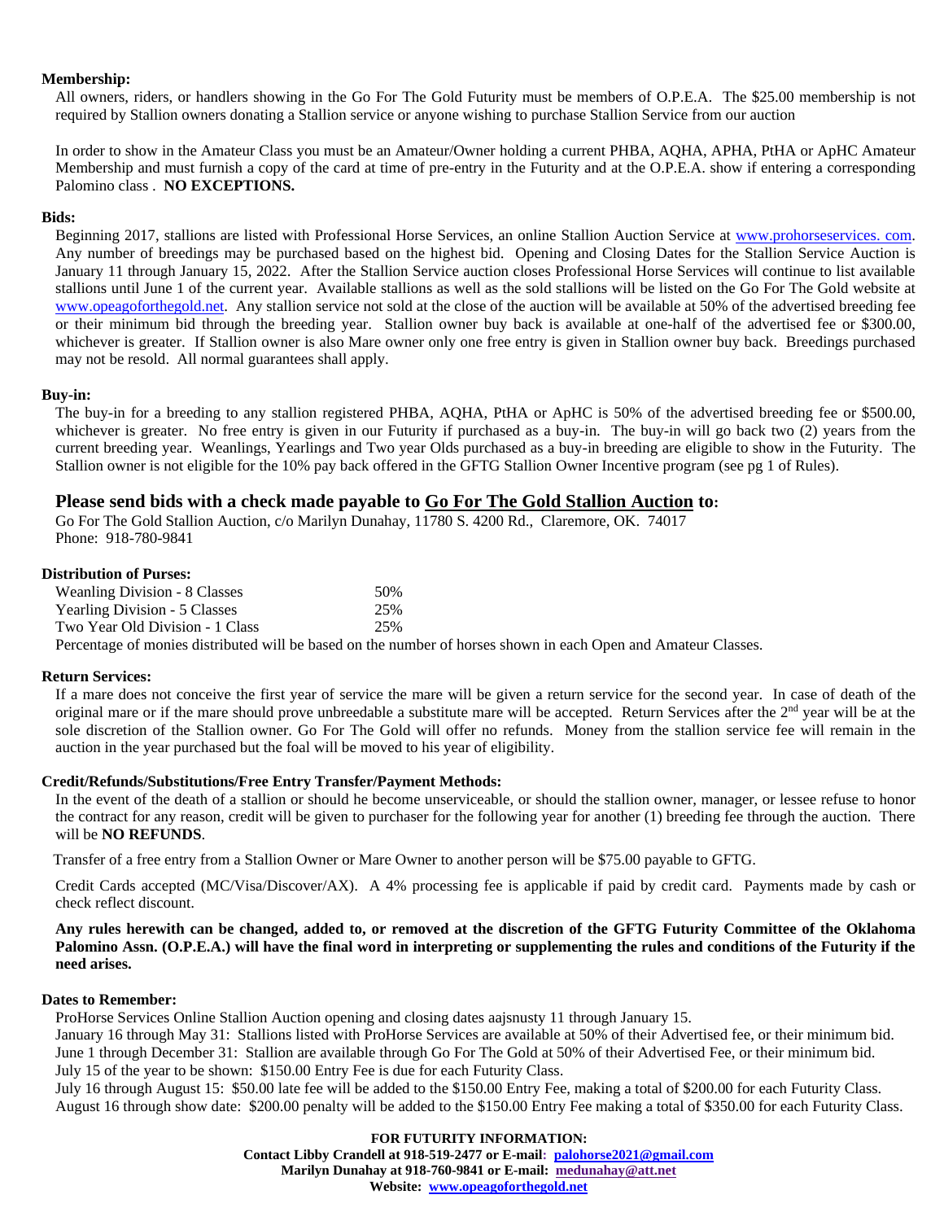**Membership:**

All owners, riders, or handlers showing in the Go For The Gold Futurity must be members of O.P.E.A. The $25.00 membership is not required by Stallion owners donating a Stallion service or anyone wishing to purchase Stallion Service from our auction

In order to show in the Amateur Class you must be an Amateur/Owner holding a current PHBA, AQHA, APHA, PtHA or ApHC Amateur Membership and must furnish a copy of the card at time of pre-entry in the Futurity and at the O.P.E.A. show if entering a corresponding Palomino class . **NO EXCEPTIONS.**

**Bids:**

Beginning 2017, stallions are listed with Professional Horse Services, an online Stallion Auction Service at www.prohorseservices. com. Any number of breedings may be purchased based on the highest bid. Opening and Closing Dates for the Stallion Service Auction is January 11 through January 15, 2022. After the Stallion Service auction closes Professional Horse Services will continue to list available stallions until June 1 of the current year. Available stallions as well as the sold stallions will be listed on the Go For The Gold website at www.opeagoforthegold.net. Any stallion service not sold at the close of the auction will be available at 50% of the advertised breeding fee or their minimum bid through the breeding year. Stallion owner buy back is available at one-half of the advertised fee or $300.00, whichever is greater. If Stallion owner is also Mare owner only one free entry is given in Stallion owner buy back. Breedings purchased may not be resold. All normal guarantees shall apply.

**Buy-in:**

The buy-in for a breeding to any stallion registered PHBA, AQHA, PtHA or ApHC is 50% of the advertised breeding fee or $500.00, whichever is greater. No free entry is given in our Futurity if purchased as a buy-in. The buy-in will go back two (2) years from the current breeding year. Weanlings, Yearlings and Two year Olds purchased as a buy-in breeding are eligible to show in the Futurity. The Stallion owner is not eligible for the 10% pay back offered in the GFTG Stallion Owner Incentive program (see pg 1 of Rules).

## Please send bids with a check made payable to Go For The Gold Stallion Auction to:

Go For The Gold Stallion Auction, c/o Marilyn Dunahay, 11780 S. 4200 Rd., Claremore, OK. 74017
Phone: 918-780-9841

**Distribution of Purses:**

| | |
|---|---|
| Weanling Division - 8 Classes | 50% |
| Yearling Division - 5 Classes | 25% |
| Two Year Old Division - 1 Class | 25% |

Percentage of monies distributed will be based on the number of horses shown in each Open and Amateur Classes.

**Return Services:**

If a mare does not conceive the first year of service the mare will be given a return service for the second year. In case of death of the original mare or if the mare should prove unbreedable a substitute mare will be accepted. Return Services after the 2nd year will be at the sole discretion of the Stallion owner. Go For The Gold will offer no refunds. Money from the stallion service fee will remain in the auction in the year purchased but the foal will be moved to his year of eligibility.

**Credit/Refunds/Substitutions/Free Entry Transfer/Payment Methods:**

In the event of the death of a stallion or should he become unserviceable, or should the stallion owner, manager, or lessee refuse to honor the contract for any reason, credit will be given to purchaser for the following year for another (1) breeding fee through the auction. There will be **NO REFUNDS**.

Transfer of a free entry from a Stallion Owner or Mare Owner to another person will be $75.00 payable to GFTG.

Credit Cards accepted (MC/Visa/Discover/AX). A 4% processing fee is applicable if paid by credit card. Payments made by cash or check reflect discount.

**Any rules herewith can be changed, added to, or removed at the discretion of the GFTG Futurity Committee of the Oklahoma Palomino Assn. (O.P.E.A.) will have the final word in interpreting or supplementing the rules and conditions of the Futurity if the need arises.**

**Dates to Remember:**

ProHorse Services Online Stallion Auction opening and closing dates aajsnusty 11 through January 15.
January 16 through May 31: Stallions listed with ProHorse Services are available at 50% of their Advertised fee, or their minimum bid.
June 1 through December 31: Stallion are available through Go For The Gold at 50% of their Advertised Fee, or their minimum bid.
July 15 of the year to be shown: $150.00 Entry Fee is due for each Futurity Class.
July 16 through August 15: $50.00 late fee will be added to the $150.00 Entry Fee, making a total of $200.00 for each Futurity Class.
August 16 through show date: $200.00 penalty will be added to the $150.00 Entry Fee making a total of $350.00 for each Futurity Class.

**FOR FUTURITY INFORMATION:**
**Contact Libby Crandell at 918-519-2477 or E-mail: palohorse2021@gmail.com**
**Marilyn Dunahay at 918-760-9841 or E-mail: medunahay@att.net**
**Website: www.opeagoforthegold.net**